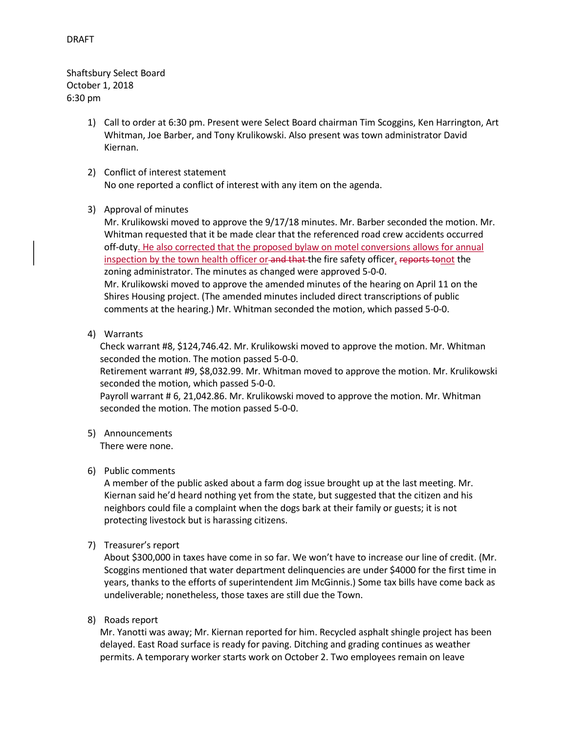DRAFT

Shaftsbury Select Board
October 1, 2018
6:30 pm

1) Call to order at 6:30 pm. Present were Select Board chairman Tim Scoggins, Ken Harrington, Art Whitman, Joe Barber, and Tony Krulikowski. Also present was town administrator David Kiernan.

2) Conflict of interest statement
   No one reported a conflict of interest with any item on the agenda.

3) Approval of minutes
   Mr. Krulikowski moved to approve the 9/17/18 minutes. Mr. Barber seconded the motion. Mr. Whitman requested that it be made clear that the referenced road crew accidents occurred off-duty. He also corrected that the proposed bylaw on motel conversions allows for annual inspection by the town health officer or ~~and that~~ the fire safety officer, ~~reports to~~not the zoning administrator. The minutes as changed were approved 5-0-0.
   Mr. Krulikowski moved to approve the amended minutes of the hearing on April 11 on the Shires Housing project. (The amended minutes included direct transcriptions of public comments at the hearing.) Mr. Whitman seconded the motion, which passed 5-0-0.

4) Warrants
   Check warrant #8, $124,746.42. Mr. Krulikowski moved to approve the motion. Mr. Whitman seconded the motion. The motion passed 5-0-0.
   Retirement warrant #9, $8,032.99. Mr. Whitman moved to approve the motion. Mr. Krulikowski seconded the motion, which passed 5-0-0.
   Payroll warrant # 6, 21,042.86. Mr. Krulikowski moved to approve the motion. Mr. Whitman seconded the motion. The motion passed 5-0-0.

5) Announcements
   There were none.

6) Public comments
   A member of the public asked about a farm dog issue brought up at the last meeting. Mr. Kiernan said he'd heard nothing yet from the state, but suggested that the citizen and his neighbors could file a complaint when the dogs bark at their family or guests; it is not protecting livestock but is harassing citizens.

7) Treasurer's report
   About $300,000 in taxes have come in so far. We won't have to increase our line of credit. (Mr. Scoggins mentioned that water department delinquencies are under $4000 for the first time in years, thanks to the efforts of superintendent Jim McGinnis.) Some tax bills have come back as undeliverable; nonetheless, those taxes are still due the Town.

8) Roads report
   Mr. Yanotti was away; Mr. Kiernan reported for him. Recycled asphalt shingle project has been delayed. East Road surface is ready for paving. Ditching and grading continues as weather permits. A temporary worker starts work on October 2. Two employees remain on leave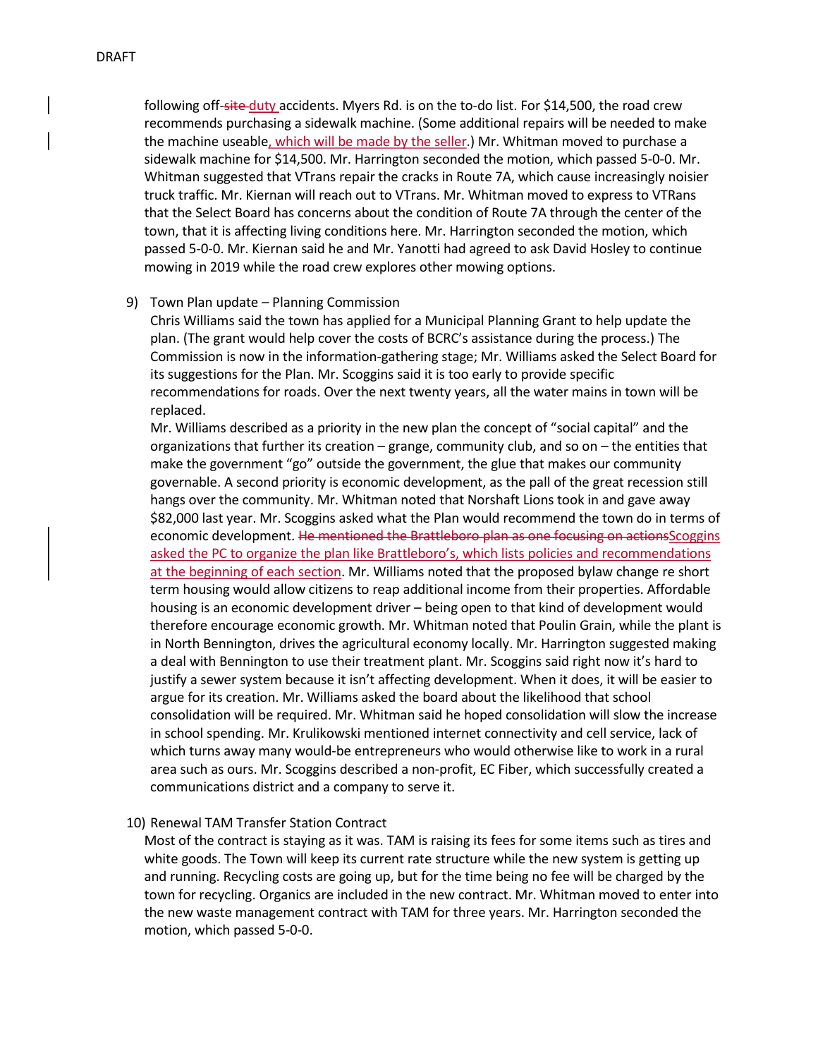following off-~~site~~ duty accidents. Myers Rd. is on the to-do list. For $14,500, the road crew recommends purchasing a sidewalk machine. (Some additional repairs will be needed to make the machine useable, which will be made by the seller.) Mr. Whitman moved to purchase a sidewalk machine for $14,500. Mr. Harrington seconded the motion, which passed 5-0-0. Mr. Whitman suggested that VTrans repair the cracks in Route 7A, which cause increasingly noisier truck traffic. Mr. Kiernan will reach out to VTrans. Mr. Whitman moved to express to VTRans that the Select Board has concerns about the condition of Route 7A through the center of the town, that it is affecting living conditions here. Mr. Harrington seconded the motion, which passed 5-0-0. Mr. Kiernan said he and Mr. Yanotti had agreed to ask David Hosley to continue mowing in 2019 while the road crew explores other mowing options.

9) Town Plan update – Planning Commission

Chris Williams said the town has applied for a Municipal Planning Grant to help update the plan. (The grant would help cover the costs of BCRC's assistance during the process.) The Commission is now in the information-gathering stage; Mr. Williams asked the Select Board for its suggestions for the Plan. Mr. Scoggins said it is too early to provide specific recommendations for roads. Over the next twenty years, all the water mains in town will be replaced.

Mr. Williams described as a priority in the new plan the concept of "social capital" and the organizations that further its creation – grange, community club, and so on – the entities that make the government "go" outside the government, the glue that makes our community governable. A second priority is economic development, as the pall of the great recession still hangs over the community. Mr. Whitman noted that Norshaft Lions took in and gave away $82,000 last year. Mr. Scoggins asked what the Plan would recommend the town do in terms of economic development. ~~He mentioned the Brattleboro plan as one focusing on actions~~Scoggins asked the PC to organize the plan like Brattleboro's, which lists policies and recommendations at the beginning of each section. Mr. Williams noted that the proposed bylaw change re short term housing would allow citizens to reap additional income from their properties. Affordable housing is an economic development driver – being open to that kind of development would therefore encourage economic growth. Mr. Whitman noted that Poulin Grain, while the plant is in North Bennington, drives the agricultural economy locally. Mr. Harrington suggested making a deal with Bennington to use their treatment plant. Mr. Scoggins said right now it's hard to justify a sewer system because it isn't affecting development. When it does, it will be easier to argue for its creation. Mr. Williams asked the board about the likelihood that school consolidation will be required. Mr. Whitman said he hoped consolidation will slow the increase in school spending. Mr. Krulikowski mentioned internet connectivity and cell service, lack of which turns away many would-be entrepreneurs who would otherwise like to work in a rural area such as ours. Mr. Scoggins described a non-profit, EC Fiber, which successfully created a communications district and a company to serve it.

10) Renewal TAM Transfer Station Contract

Most of the contract is staying as it was. TAM is raising its fees for some items such as tires and white goods. The Town will keep its current rate structure while the new system is getting up and running. Recycling costs are going up, but for the time being no fee will be charged by the town for recycling. Organics are included in the new contract. Mr. Whitman moved to enter into the new waste management contract with TAM for three years. Mr. Harrington seconded the motion, which passed 5-0-0.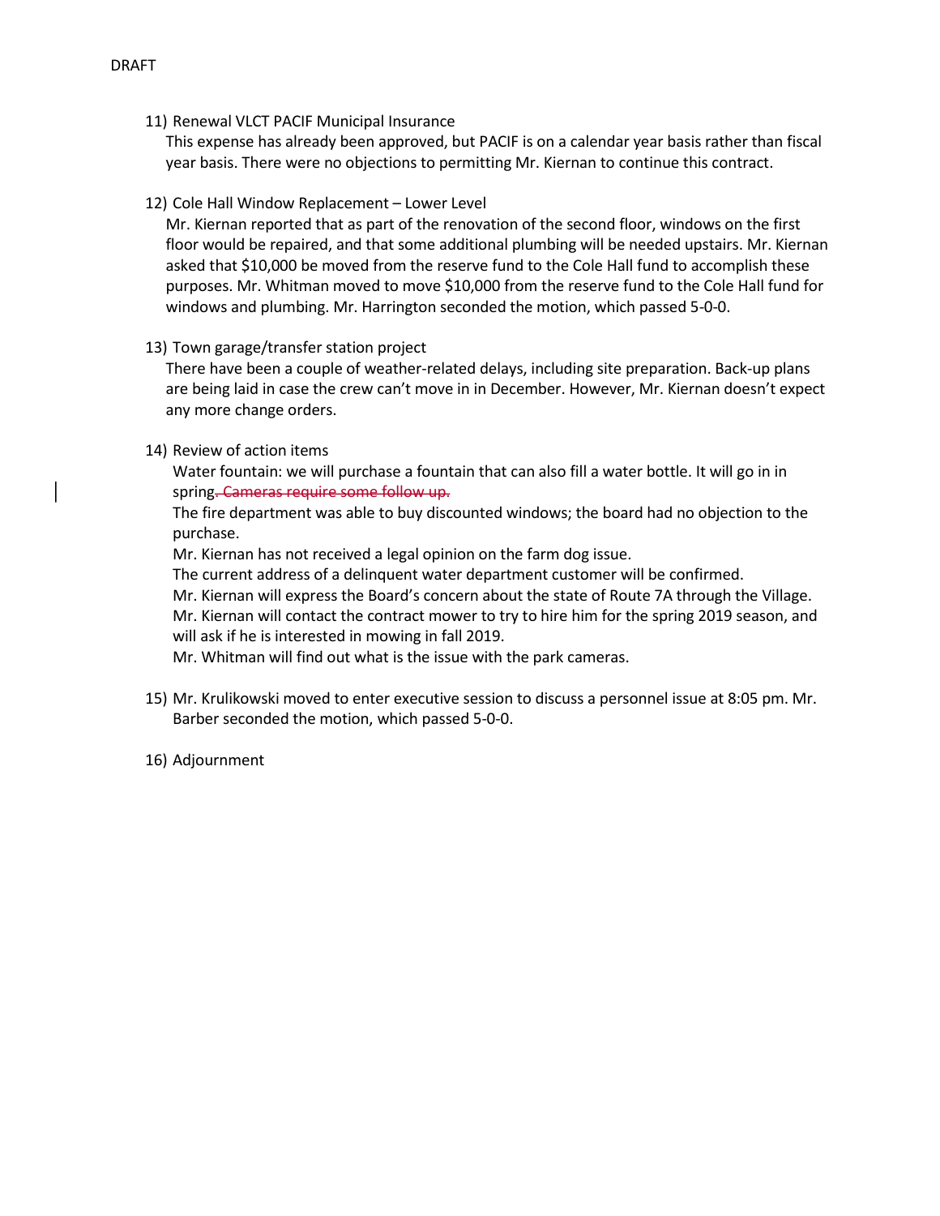11) Renewal VLCT PACIF Municipal Insurance

    This expense has already been approved, but PACIF is on a calendar year basis rather than fiscal year basis. There were no objections to permitting Mr. Kiernan to continue this contract.

12) Cole Hall Window Replacement – Lower Level

    Mr. Kiernan reported that as part of the renovation of the second floor, windows on the first floor would be repaired, and that some additional plumbing will be needed upstairs. Mr. Kiernan asked that $10,000 be moved from the reserve fund to the Cole Hall fund to accomplish these purposes. Mr. Whitman moved to move $10,000 from the reserve fund to the Cole Hall fund for windows and plumbing. Mr. Harrington seconded the motion, which passed 5-0-0.

13) Town garage/transfer station project

    There have been a couple of weather-related delays, including site preparation. Back-up plans are being laid in case the crew can't move in in December. However, Mr. Kiernan doesn't expect any more change orders.

14) Review of action items

    Water fountain: we will purchase a fountain that can also fill a water bottle. It will go in in spring~~. Cameras require some follow up.~~

    The fire department was able to buy discounted windows; the board had no objection to the purchase.

    Mr. Kiernan has not received a legal opinion on the farm dog issue.

    The current address of a delinquent water department customer will be confirmed.

    Mr. Kiernan will express the Board's concern about the state of Route 7A through the Village.

    Mr. Kiernan will contact the contract mower to try to hire him for the spring 2019 season, and will ask if he is interested in mowing in fall 2019.

    Mr. Whitman will find out what is the issue with the park cameras.

15) Mr. Krulikowski moved to enter executive session to discuss a personnel issue at 8:05 pm. Mr. Barber seconded the motion, which passed 5-0-0.

16) Adjournment